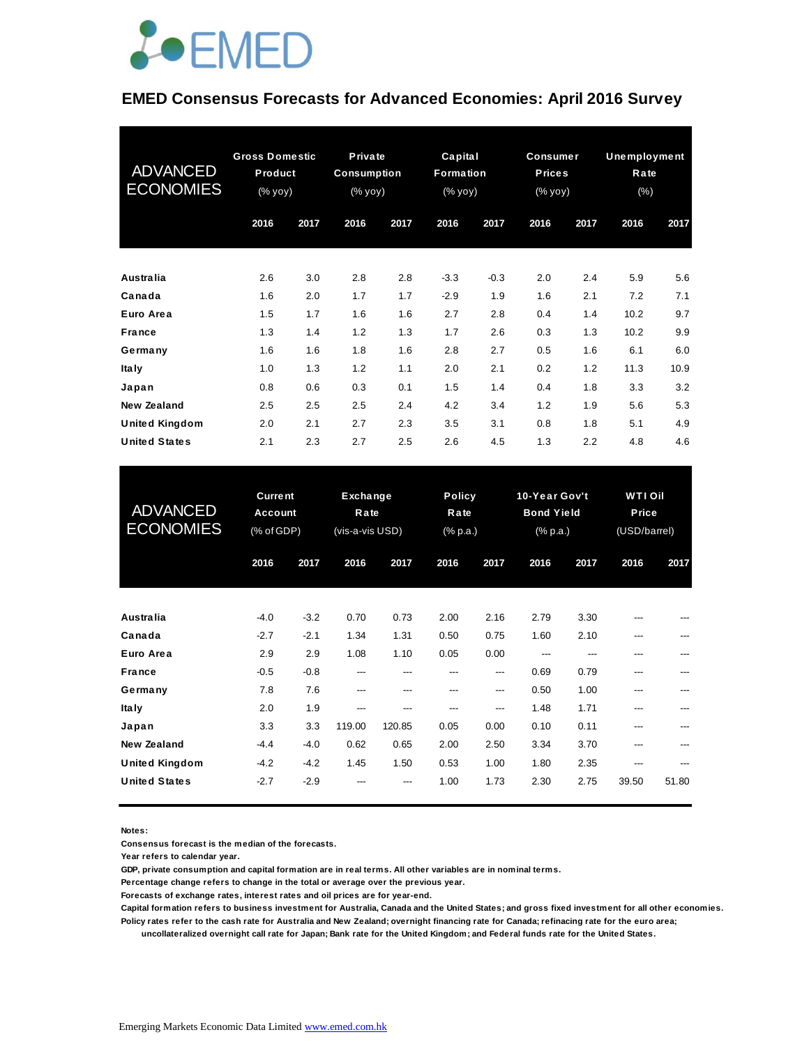# EMED Consensus Forecasts for Advanced Economies: April 2016 Survey

| ADVANCED ECONOMIES | Gross Domestic Product (% yoy) | | Private Consumption (% yoy) | | Capital Formation (% yoy) | | Consumer Prices (% yoy) | | Unemployment Rate (%) | |
|---|---|---|---|---|---|---|---|---|---|---|
| | 2016 | 2017 | 2016 | 2017 | 2016 | 2017 | 2016 | 2017 | 2016 | 2017 |
| Australia | 2.6 | 3.0 | 2.8 | 2.8 | -3.3 | -0.3 | 2.0 | 2.4 | 5.9 | 5.6 |
| Canada | 1.6 | 2.0 | 1.7 | 1.7 | -2.9 | 1.9 | 1.6 | 2.1 | 7.2 | 7.1 |
| Euro Area | 1.5 | 1.7 | 1.6 | 1.6 | 2.7 | 2.8 | 0.4 | 1.4 | 10.2 | 9.7 |
| France | 1.3 | 1.4 | 1.2 | 1.3 | 1.7 | 2.6 | 0.3 | 1.3 | 10.2 | 9.9 |
| Germany | 1.6 | 1.6 | 1.8 | 1.6 | 2.8 | 2.7 | 0.5 | 1.6 | 6.1 | 6.0 |
| Italy | 1.0 | 1.3 | 1.2 | 1.1 | 2.0 | 2.1 | 0.2 | 1.2 | 11.3 | 10.9 |
| Japan | 0.8 | 0.6 | 0.3 | 0.1 | 1.5 | 1.4 | 0.4 | 1.8 | 3.3 | 3.2 |
| New Zealand | 2.5 | 2.5 | 2.5 | 2.4 | 4.2 | 3.4 | 1.2 | 1.9 | 5.6 | 5.3 |
| United Kingdom | 2.0 | 2.1 | 2.7 | 2.3 | 3.5 | 3.1 | 0.8 | 1.8 | 5.1 | 4.9 |
| United States | 2.1 | 2.3 | 2.7 | 2.5 | 2.6 | 4.5 | 1.3 | 2.2 | 4.8 | 4.6 |

| ADVANCED ECONOMIES | Current Account (% of GDP) | | Exchange Rate (vis-a-vis USD) | | Policy Rate (% p.a.) | | 10-Year Gov't Bond Yield (% p.a.) | | WTI Oil Price (USD/barrel) | |
|---|---|---|---|---|---|---|---|---|---|---|
| | 2016 | 2017 | 2016 | 2017 | 2016 | 2017 | 2016 | 2017 | 2016 | 2017 |
| Australia | -4.0 | -3.2 | 0.70 | 0.73 | 2.00 | 2.16 | 2.79 | 3.30 | --- | --- |
| Canada | -2.7 | -2.1 | 1.34 | 1.31 | 0.50 | 0.75 | 1.60 | 2.10 | --- | --- |
| Euro Area | 2.9 | 2.9 | 1.08 | 1.10 | 0.05 | 0.00 | --- | --- | --- | --- |
| France | -0.5 | -0.8 | --- | --- | --- | --- | 0.69 | 0.79 | --- | --- |
| Germany | 7.8 | 7.6 | --- | --- | --- | --- | 0.50 | 1.00 | --- | --- |
| Italy | 2.0 | 1.9 | --- | --- | --- | --- | 1.48 | 1.71 | --- | --- |
| Japan | 3.3 | 3.3 | 119.00 | 120.85 | 0.05 | 0.00 | 0.10 | 0.11 | --- | --- |
| New Zealand | -4.4 | -4.0 | 0.62 | 0.65 | 2.00 | 2.50 | 3.34 | 3.70 | --- | --- |
| United Kingdom | -4.2 | -4.2 | 1.45 | 1.50 | 0.53 | 1.00 | 1.80 | 2.35 | --- | --- |
| United States | -2.7 | -2.9 | --- | --- | 1.00 | 1.73 | 2.30 | 2.75 | 39.50 | 51.80 |

**Notes:**

**Consensus forecast is the median of the forecasts.**

**Year refers to calendar year.**

**GDP, private consumption and capital formation are in real terms. All other variables are in nominal terms.**

**Percentage change refers to change in the total or average over the previous year.**

**Forecasts of exchange rates, interest rates and oil prices are for year-end.**

**Capital formation refers to business investment for Australia, Canada and the United States; and gross fixed investment for all other economies.**

**Policy rates refer to the cash rate for Australia and New Zealand; overnight financing rate for Canada; refinacing rate for the euro area; uncollateralized overnight call rate for Japan; Bank rate for the United Kingdom; and Federal funds rate for the United States.**

Emerging Markets Economic Data Limited www.emed.com.hk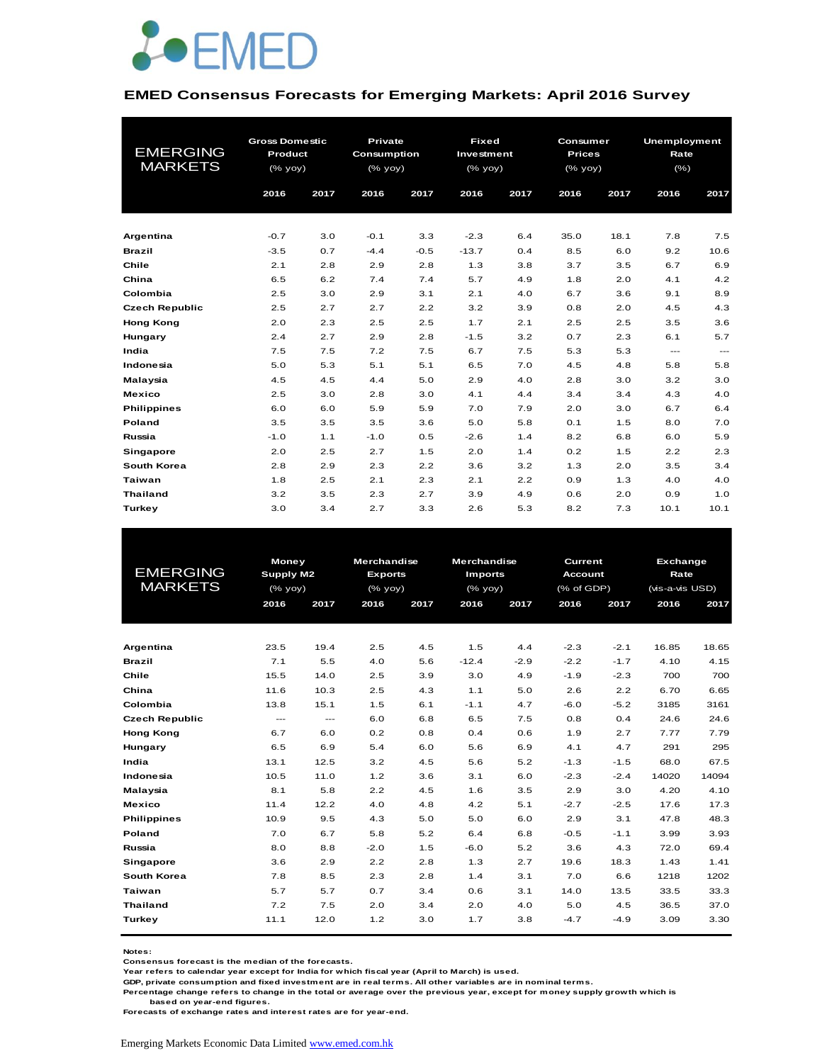EMED

## EMED Consensus Forecasts for Emerging Markets: April 2016 Survey

| EMERGING MARKETS | Gross Domestic Product (% yoy) | | Private Consumption (% yoy) | | Fixed Investment (% yoy) | | Consumer Prices (% yoy) | | Unemployment Rate (%) | |
|---|---|---|---|---|---|---|---|---|---|---|
| | 2016 | 2017 | 2016 | 2017 | 2016 | 2017 | 2016 | 2017 | 2016 | 2017 |
| **Argentina** | -0.7 | 3.0 | -0.1 | 3.3 | -2.3 | 6.4 | 35.0 | 18.1 | 7.8 | 7.5 |
| **Brazil** | -3.5 | 0.7 | -4.4 | -0.5 | -13.7 | 0.4 | 8.5 | 6.0 | 9.2 | 10.6 |
| **Chile** | 2.1 | 2.8 | 2.9 | 2.8 | 1.3 | 3.8 | 3.7 | 3.5 | 6.7 | 6.9 |
| **China** | 6.5 | 6.2 | 7.4 | 7.4 | 5.7 | 4.9 | 1.8 | 2.0 | 4.1 | 4.2 |
| **Colombia** | 2.5 | 3.0 | 2.9 | 3.1 | 2.1 | 4.0 | 6.7 | 3.6 | 9.1 | 8.9 |
| **Czech Republic** | 2.5 | 2.7 | 2.7 | 2.2 | 3.2 | 3.9 | 0.8 | 2.0 | 4.5 | 4.3 |
| **Hong Kong** | 2.0 | 2.3 | 2.5 | 2.5 | 1.7 | 2.1 | 2.5 | 2.5 | 3.5 | 3.6 |
| **Hungary** | 2.4 | 2.7 | 2.9 | 2.8 | -1.5 | 3.2 | 0.7 | 2.3 | 6.1 | 5.7 |
| **India** | 7.5 | 7.5 | 7.2 | 7.5 | 6.7 | 7.5 | 5.3 | 5.3 | --- | --- |
| **Indonesia** | 5.0 | 5.3 | 5.1 | 5.1 | 6.5 | 7.0 | 4.5 | 4.8 | 5.8 | 5.8 |
| **Malaysia** | 4.5 | 4.5 | 4.4 | 5.0 | 2.9 | 4.0 | 2.8 | 3.0 | 3.2 | 3.0 |
| **Mexico** | 2.5 | 3.0 | 2.8 | 3.0 | 4.1 | 4.4 | 3.4 | 3.4 | 4.3 | 4.0 |
| **Philippines** | 6.0 | 6.0 | 5.9 | 5.9 | 7.0 | 7.9 | 2.0 | 3.0 | 6.7 | 6.4 |
| **Poland** | 3.5 | 3.5 | 3.5 | 3.6 | 5.0 | 5.8 | 0.1 | 1.5 | 8.0 | 7.0 |
| **Russia** | -1.0 | 1.1 | -1.0 | 0.5 | -2.6 | 1.4 | 8.2 | 6.8 | 6.0 | 5.9 |
| **Singapore** | 2.0 | 2.5 | 2.7 | 1.5 | 2.0 | 1.4 | 0.2 | 1.5 | 2.2 | 2.3 |
| **South Korea** | 2.8 | 2.9 | 2.3 | 2.2 | 3.6 | 3.2 | 1.3 | 2.0 | 3.5 | 3.4 |
| **Taiwan** | 1.8 | 2.5 | 2.1 | 2.3 | 2.1 | 2.2 | 0.9 | 1.3 | 4.0 | 4.0 |
| **Thailand** | 3.2 | 3.5 | 2.3 | 2.7 | 3.9 | 4.9 | 0.6 | 2.0 | 0.9 | 1.0 |
| **Turkey** | 3.0 | 3.4 | 2.7 | 3.3 | 2.6 | 5.3 | 8.2 | 7.3 | 10.1 | 10.1 |

| EMERGING MARKETS | Money Supply M2 (% yoy) | | Merchandise Exports (% yoy) | | Merchandise Imports (% yoy) | | Current Account (% of GDP) | | Exchange Rate (vis-a-vis USD) | |
|---|---|---|---|---|---|---|---|---|---|---|
| | 2016 | 2017 | 2016 | 2017 | 2016 | 2017 | 2016 | 2017 | 2016 | 2017 |
| **Argentina** | 23.5 | 19.4 | 2.5 | 4.5 | 1.5 | 4.4 | -2.3 | -2.1 | 16.85 | 18.65 |
| **Brazil** | 7.1 | 5.5 | 4.0 | 5.6 | -12.4 | -2.9 | -2.2 | -1.7 | 4.10 | 4.15 |
| **Chile** | 15.5 | 14.0 | 2.5 | 3.9 | 3.0 | 4.9 | -1.9 | -2.3 | 700 | 700 |
| **China** | 11.6 | 10.3 | 2.5 | 4.3 | 1.1 | 5.0 | 2.6 | 2.2 | 6.70 | 6.65 |
| **Colombia** | 13.8 | 15.1 | 1.5 | 6.1 | -1.1 | 4.7 | -6.0 | -5.2 | 3185 | 3161 |
| **Czech Republic** | --- | --- | 6.0 | 6.8 | 6.5 | 7.5 | 0.8 | 0.4 | 24.6 | 24.6 |
| **Hong Kong** | 6.7 | 6.0 | 0.2 | 0.8 | 0.4 | 0.6 | 1.9 | 2.7 | 7.77 | 7.79 |
| **Hungary** | 6.5 | 6.9 | 5.4 | 6.0 | 5.6 | 6.9 | 4.1 | 4.7 | 291 | 295 |
| **India** | 13.1 | 12.5 | 3.2 | 4.5 | 5.6 | 5.2 | -1.3 | -1.5 | 68.0 | 67.5 |
| **Indonesia** | 10.5 | 11.0 | 1.2 | 3.6 | 3.1 | 6.0 | -2.3 | -2.4 | 14020 | 14094 |
| **Malaysia** | 8.1 | 5.8 | 2.2 | 4.5 | 1.6 | 3.5 | 2.9 | 3.0 | 4.20 | 4.10 |
| **Mexico** | 11.4 | 12.2 | 4.0 | 4.8 | 4.2 | 5.1 | -2.7 | -2.5 | 17.6 | 17.3 |
| **Philippines** | 10.9 | 9.5 | 4.3 | 5.0 | 5.0 | 6.0 | 2.9 | 3.1 | 47.8 | 48.3 |
| **Poland** | 7.0 | 6.7 | 5.8 | 5.2 | 6.4 | 6.8 | -0.5 | -1.1 | 3.99 | 3.93 |
| **Russia** | 8.0 | 8.8 | -2.0 | 1.5 | -6.0 | 5.2 | 3.6 | 4.3 | 72.0 | 69.4 |
| **Singapore** | 3.6 | 2.9 | 2.2 | 2.8 | 1.3 | 2.7 | 19.6 | 18.3 | 1.43 | 1.41 |
| **South Korea** | 7.8 | 8.5 | 2.3 | 2.8 | 1.4 | 3.1 | 7.0 | 6.6 | 1218 | 1202 |
| **Taiwan** | 5.7 | 5.7 | 0.7 | 3.4 | 0.6 | 3.1 | 14.0 | 13.5 | 33.5 | 33.3 |
| **Thailand** | 7.2 | 7.5 | 2.0 | 3.4 | 2.0 | 4.0 | 5.0 | 4.5 | 36.5 | 37.0 |
| **Turkey** | 11.1 | 12.0 | 1.2 | 3.0 | 1.7 | 3.8 | -4.7 | -4.9 | 3.09 | 3.30 |

**Notes:**
Consensus forecast is the median of the forecasts.
Year refers to calendar year except for India for which fiscal year (April to March) is used.
GDP, private consumption and fixed investment are in real terms. All other variables are in nominal terms.
Percentage change refers to change in the total or average over the previous year, except for money supply growth which is based on year-end figures.
Forecasts of exchange rates and interest rates are for year-end.

Emerging Markets Economic Data Limited www.emed.com.hk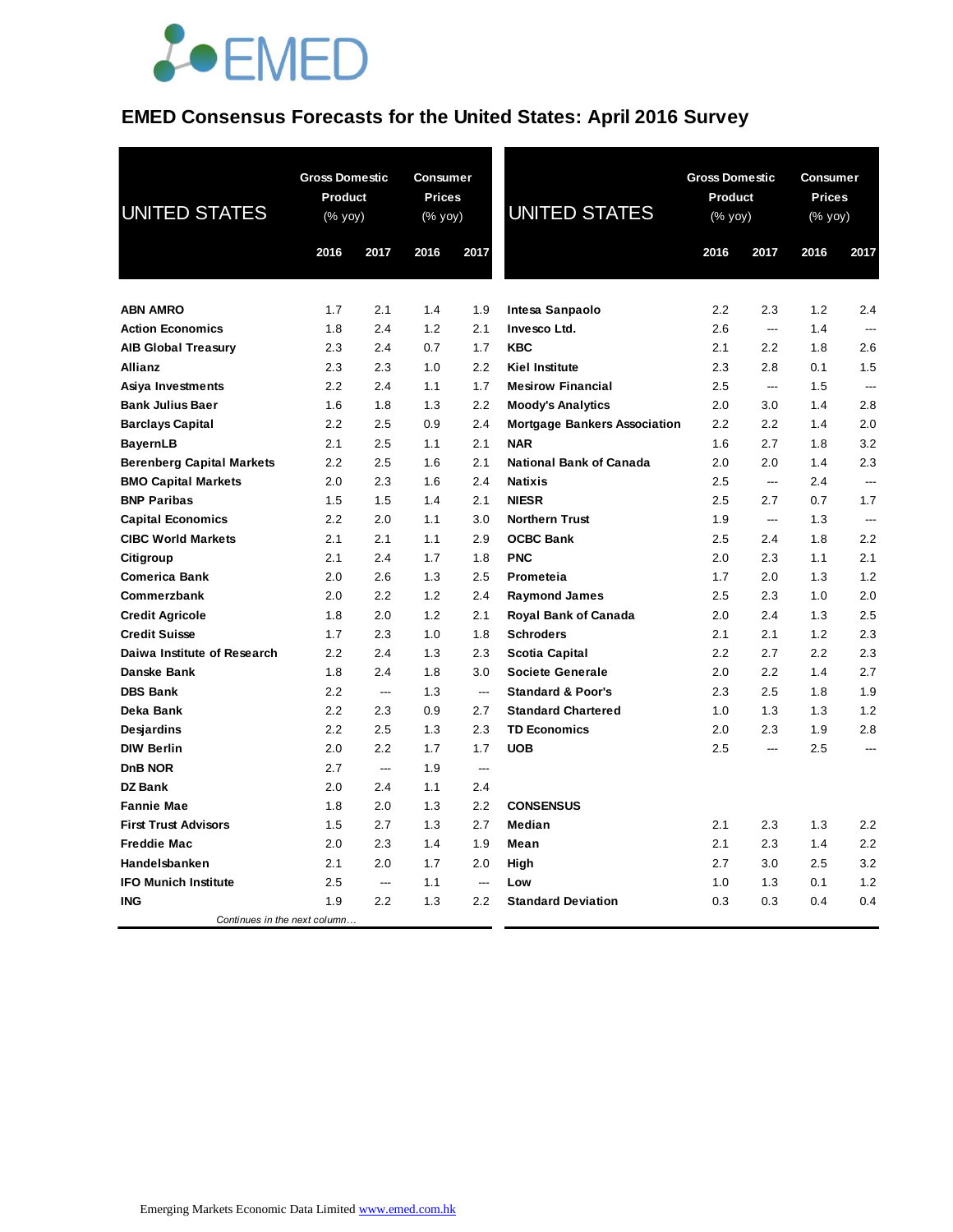# EMED Consensus Forecasts for the United States: April 2016 Survey

| UNITED STATES | Gross Domestic Product (% yoy) | | Consumer Prices (% yoy) | |
|---|---|---|---|---|
| | 2016 | 2017 | 2016 | 2017 |
| **ABN AMRO** | 1.7 | 2.1 | 1.4 | 1.9 |
| **Action Economics** | 1.8 | 2.4 | 1.2 | 2.1 |
| **AIB Global Treasury** | 2.3 | 2.4 | 0.7 | 1.7 |
| **Allianz** | 2.3 | 2.3 | 1.0 | 2.2 |
| **Asiya Investments** | 2.2 | 2.4 | 1.1 | 1.7 |
| **Bank Julius Baer** | 1.6 | 1.8 | 1.3 | 2.2 |
| **Barclays Capital** | 2.2 | 2.5 | 0.9 | 2.4 |
| **BayernLB** | 2.1 | 2.5 | 1.1 | 2.1 |
| **Berenberg Capital Markets** | 2.2 | 2.5 | 1.6 | 2.1 |
| **BMO Capital Markets** | 2.0 | 2.3 | 1.6 | 2.4 |
| **BNP Paribas** | 1.5 | 1.5 | 1.4 | 2.1 |
| **Capital Economics** | 2.2 | 2.0 | 1.1 | 3.0 |
| **CIBC World Markets** | 2.1 | 2.1 | 1.1 | 2.9 |
| **Citigroup** | 2.1 | 2.4 | 1.7 | 1.8 |
| **Comerica Bank** | 2.0 | 2.6 | 1.3 | 2.5 |
| **Commerzbank** | 2.0 | 2.2 | 1.2 | 2.4 |
| **Credit Agricole** | 1.8 | 2.0 | 1.2 | 2.1 |
| **Credit Suisse** | 1.7 | 2.3 | 1.0 | 1.8 |
| **Daiwa Institute of Research** | 2.2 | 2.4 | 1.3 | 2.3 |
| **Danske Bank** | 1.8 | 2.4 | 1.8 | 3.0 |
| **DBS Bank** | 2.2 | --- | 1.3 | --- |
| **Deka Bank** | 2.2 | 2.3 | 0.9 | 2.7 |
| **Desjardins** | 2.2 | 2.5 | 1.3 | 2.3 |
| **DIW Berlin** | 2.0 | 2.2 | 1.7 | 1.7 |
| **DnB NOR** | 2.7 | --- | 1.9 | --- |
| **DZ Bank** | 2.0 | 2.4 | 1.1 | 2.4 |
| **Fannie Mae** | 1.8 | 2.0 | 1.3 | 2.2 |
| **First Trust Advisors** | 1.5 | 2.7 | 1.3 | 2.7 |
| **Freddie Mac** | 2.0 | 2.3 | 1.4 | 1.9 |
| **Handelsbanken** | 2.1 | 2.0 | 1.7 | 2.0 |
| **IFO Munich Institute** | 2.5 | --- | 1.1 | --- |
| **ING** | 1.9 | 2.2 | 1.3 | 2.2 |
| **Intesa Sanpaolo** | 2.2 | 2.3 | 1.2 | 2.4 |
| **Invesco Ltd.** | 2.6 | --- | 1.4 | --- |
| **KBC** | 2.1 | 2.2 | 1.8 | 2.6 |
| **Kiel Institute** | 2.3 | 2.8 | 0.1 | 1.5 |
| **Mesirow Financial** | 2.5 | --- | 1.5 | --- |
| **Moody's Analytics** | 2.0 | 3.0 | 1.4 | 2.8 |
| **Mortgage Bankers Association** | 2.2 | 2.2 | 1.4 | 2.0 |
| **NAR** | 1.6 | 2.7 | 1.8 | 3.2 |
| **National Bank of Canada** | 2.0 | 2.0 | 1.4 | 2.3 |
| **Natixis** | 2.5 | --- | 2.4 | --- |
| **NIESR** | 2.5 | 2.7 | 0.7 | 1.7 |
| **Northern Trust** | 1.9 | --- | 1.3 | --- |
| **OCBC Bank** | 2.5 | 2.4 | 1.8 | 2.2 |
| **PNC** | 2.0 | 2.3 | 1.1 | 2.1 |
| **Prometeia** | 1.7 | 2.0 | 1.3 | 1.2 |
| **Raymond James** | 2.5 | 2.3 | 1.0 | 2.0 |
| **Royal Bank of Canada** | 2.0 | 2.4 | 1.3 | 2.5 |
| **Schroders** | 2.1 | 2.1 | 1.2 | 2.3 |
| **Scotia Capital** | 2.2 | 2.7 | 2.2 | 2.3 |
| **Societe Generale** | 2.0 | 2.2 | 1.4 | 2.7 |
| **Standard & Poor's** | 2.3 | 2.5 | 1.8 | 1.9 |
| **Standard Chartered** | 1.0 | 1.3 | 1.3 | 1.2 |
| **TD Economics** | 2.0 | 2.3 | 1.9 | 2.8 |
| **UOB** | 2.5 | --- | 2.5 | --- |
| **CONSENSUS** | | | | |
| **Median** | 2.1 | 2.3 | 1.3 | 2.2 |
| **Mean** | 2.1 | 2.3 | 1.4 | 2.2 |
| **High** | 2.7 | 3.0 | 2.5 | 3.2 |
| **Low** | 1.0 | 1.3 | 0.1 | 1.2 |
| **Standard Deviation** | 0.3 | 0.3 | 0.4 | 0.4 |

Emerging Markets Economic Data Limited www.emed.com.hk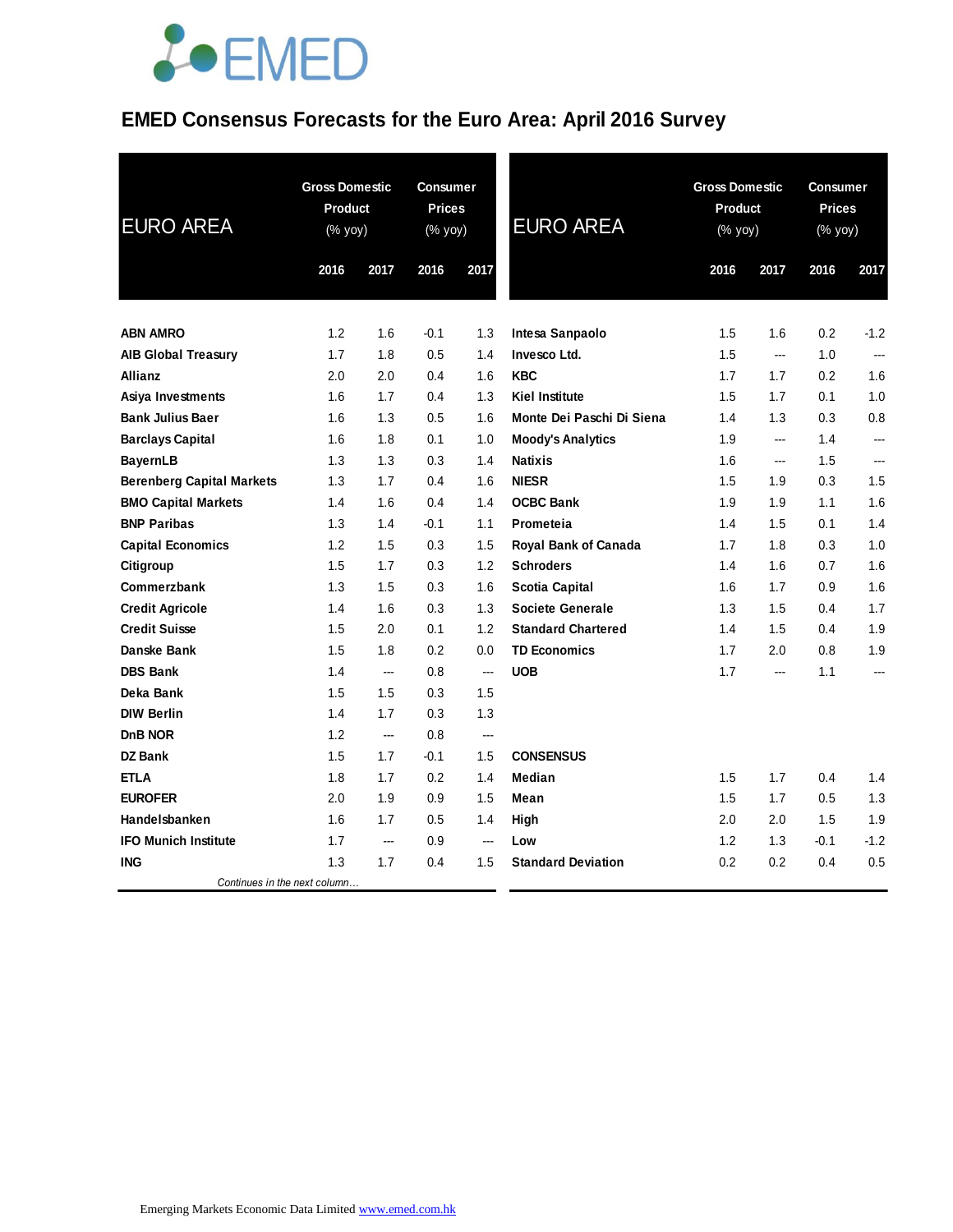# EMED Consensus Forecasts for the Euro Area: April 2016 Survey

| EURO AREA | Gross Domestic Product (% yoy) | | Consumer Prices (% yoy) | |
|---|---|---|---|---|
| | 2016 | 2017 | 2016 | 2017 |
| **ABN AMRO** | 1.2 | 1.6 | -0.1 | 1.3 |
| **AIB Global Treasury** | 1.7 | 1.8 | 0.5 | 1.4 |
| **Allianz** | 2.0 | 2.0 | 0.4 | 1.6 |
| **Asiya Investments** | 1.6 | 1.7 | 0.4 | 1.3 |
| **Bank Julius Baer** | 1.6 | 1.3 | 0.5 | 1.6 |
| **Barclays Capital** | 1.6 | 1.8 | 0.1 | 1.0 |
| **BayernLB** | 1.3 | 1.3 | 0.3 | 1.4 |
| **Berenberg Capital Markets** | 1.3 | 1.7 | 0.4 | 1.6 |
| **BMO Capital Markets** | 1.4 | 1.6 | 0.4 | 1.4 |
| **BNP Paribas** | 1.3 | 1.4 | -0.1 | 1.1 |
| **Capital Economics** | 1.2 | 1.5 | 0.3 | 1.5 |
| **Citigroup** | 1.5 | 1.7 | 0.3 | 1.2 |
| **Commerzbank** | 1.3 | 1.5 | 0.3 | 1.6 |
| **Credit Agricole** | 1.4 | 1.6 | 0.3 | 1.3 |
| **Credit Suisse** | 1.5 | 2.0 | 0.1 | 1.2 |
| **Danske Bank** | 1.5 | 1.8 | 0.2 | 0.0 |
| **DBS Bank** | 1.4 | --- | 0.8 | --- |
| **Deka Bank** | 1.5 | 1.5 | 0.3 | 1.5 |
| **DIW Berlin** | 1.4 | 1.7 | 0.3 | 1.3 |
| **DnB NOR** | 1.2 | --- | 0.8 | --- |
| **DZ Bank** | 1.5 | 1.7 | -0.1 | 1.5 |
| **ETLA** | 1.8 | 1.7 | 0.2 | 1.4 |
| **EUROFER** | 2.0 | 1.9 | 0.9 | 1.5 |
| **Handelsbanken** | 1.6 | 1.7 | 0.5 | 1.4 |
| **IFO Munich Institute** | 1.7 | --- | 0.9 | --- |
| **ING** | 1.3 | 1.7 | 0.4 | 1.5 |
| **Intesa Sanpaolo** | 1.5 | 1.6 | 0.2 | -1.2 |
| **Invesco Ltd.** | 1.5 | --- | 1.0 | --- |
| **KBC** | 1.7 | 1.7 | 0.2 | 1.6 |
| **Kiel Institute** | 1.5 | 1.7 | 0.1 | 1.0 |
| **Monte Dei Paschi Di Siena** | 1.4 | 1.3 | 0.3 | 0.8 |
| **Moody's Analytics** | 1.9 | --- | 1.4 | --- |
| **Natixis** | 1.6 | --- | 1.5 | --- |
| **NIESR** | 1.5 | 1.9 | 0.3 | 1.5 |
| **OCBC Bank** | 1.9 | 1.9 | 1.1 | 1.6 |
| **Prometeia** | 1.4 | 1.5 | 0.1 | 1.4 |
| **Royal Bank of Canada** | 1.7 | 1.8 | 0.3 | 1.0 |
| **Schroders** | 1.4 | 1.6 | 0.7 | 1.6 |
| **Scotia Capital** | 1.6 | 1.7 | 0.9 | 1.6 |
| **Societe Generale** | 1.3 | 1.5 | 0.4 | 1.7 |
| **Standard Chartered** | 1.4 | 1.5 | 0.4 | 1.9 |
| **TD Economics** | 1.7 | 2.0 | 0.8 | 1.9 |
| **UOB** | 1.7 | --- | 1.1 | --- |
| **CONSENSUS** | | | | |
| **Median** | 1.5 | 1.7 | 0.4 | 1.4 |
| **Mean** | 1.5 | 1.7 | 0.5 | 1.3 |
| **High** | 2.0 | 2.0 | 1.5 | 1.9 |
| **Low** | 1.2 | 1.3 | -0.1 | -1.2 |
| **Standard Deviation** | 0.2 | 0.2 | 0.4 | 0.5 |

*Continues in the next column…*

Emerging Markets Economic Data Limited www.emed.com.hk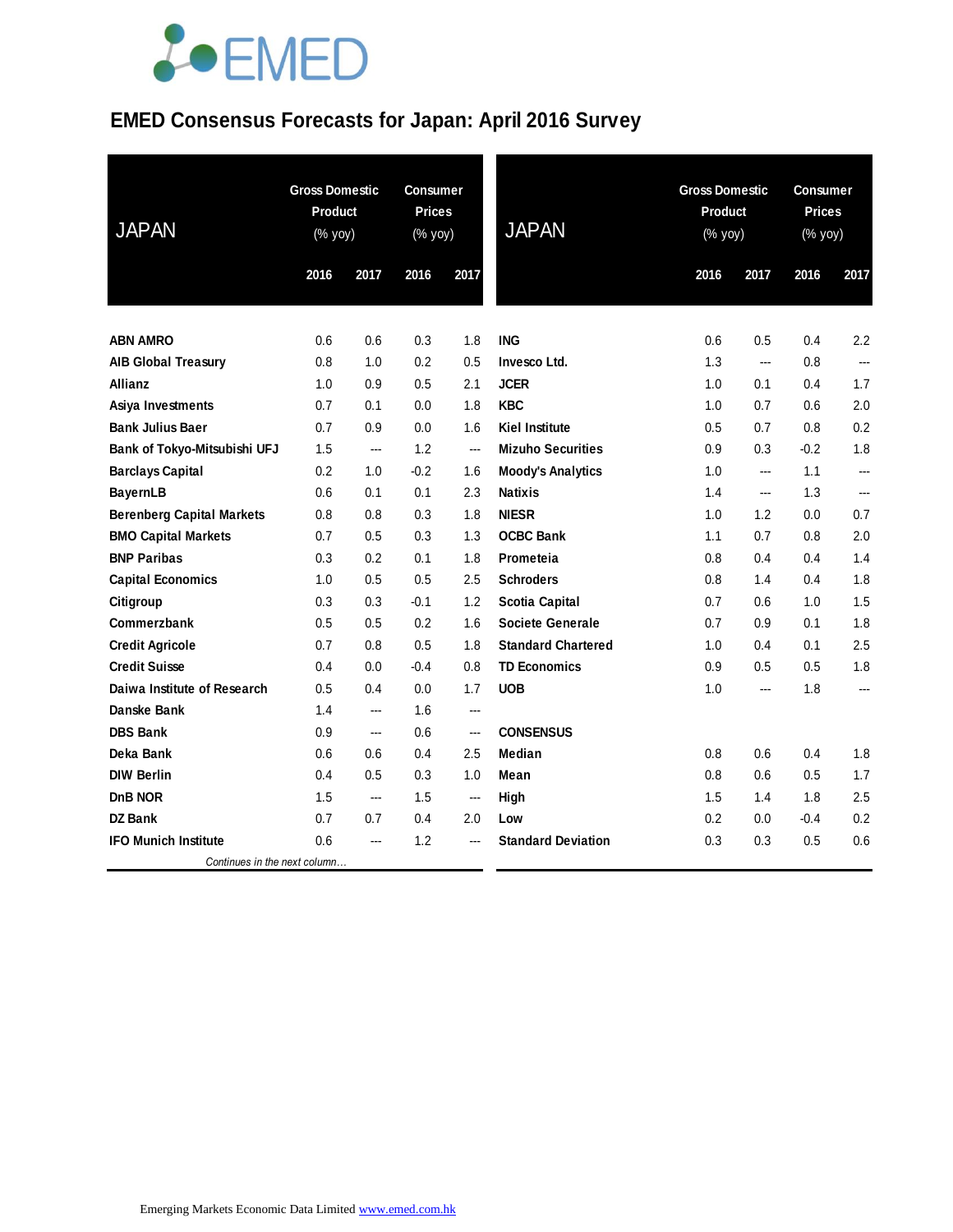# EMED Consensus Forecasts for Japan: April 2016 Survey

| JAPAN | Gross Domestic Product (% yoy) | | Consumer Prices (% yoy) | |
|---|---|---|---|---|
| | 2016 | 2017 | 2016 | 2017 |
| **ABN AMRO** | 0.6 | 0.6 | 0.3 | 1.8 |
| **AIB Global Treasury** | 0.8 | 1.0 | 0.2 | 0.5 |
| **Allianz** | 1.0 | 0.9 | 0.5 | 2.1 |
| **Asiya Investments** | 0.7 | 0.1 | 0.0 | 1.8 |
| **Bank Julius Baer** | 0.7 | 0.9 | 0.0 | 1.6 |
| **Bank of Tokyo-Mitsubishi UFJ** | 1.5 | --- | 1.2 | --- |
| **Barclays Capital** | 0.2 | 1.0 | -0.2 | 1.6 |
| **BayernLB** | 0.6 | 0.1 | 0.1 | 2.3 |
| **Berenberg Capital Markets** | 0.8 | 0.8 | 0.3 | 1.8 |
| **BMO Capital Markets** | 0.7 | 0.5 | 0.3 | 1.3 |
| **BNP Paribas** | 0.3 | 0.2 | 0.1 | 1.8 |
| **Capital Economics** | 1.0 | 0.5 | 0.5 | 2.5 |
| **Citigroup** | 0.3 | 0.3 | -0.1 | 1.2 |
| **Commerzbank** | 0.5 | 0.5 | 0.2 | 1.6 |
| **Credit Agricole** | 0.7 | 0.8 | 0.5 | 1.8 |
| **Credit Suisse** | 0.4 | 0.0 | -0.4 | 0.8 |
| **Daiwa Institute of Research** | 0.5 | 0.4 | 0.0 | 1.7 |
| **Danske Bank** | 1.4 | --- | 1.6 | --- |
| **DBS Bank** | 0.9 | --- | 0.6 | --- |
| **Deka Bank** | 0.6 | 0.6 | 0.4 | 2.5 |
| **DIW Berlin** | 0.4 | 0.5 | 0.3 | 1.0 |
| **DnB NOR** | 1.5 | --- | 1.5 | --- |
| **DZ Bank** | 0.7 | 0.7 | 0.4 | 2.0 |
| **IFO Munich Institute** | 0.6 | --- | 1.2 | --- |

*Continues in the next column…*

| JAPAN | Gross Domestic Product (% yoy) | | Consumer Prices (% yoy) | |
|---|---|---|---|---|
| | 2016 | 2017 | 2016 | 2017 |
| **ING** | 0.6 | 0.5 | 0.4 | 2.2 |
| **Invesco Ltd.** | 1.3 | --- | 0.8 | --- |
| **JCER** | 1.0 | 0.1 | 0.4 | 1.7 |
| **KBC** | 1.0 | 0.7 | 0.6 | 2.0 |
| **Kiel Institute** | 0.5 | 0.7 | 0.8 | 0.2 |
| **Mizuho Securities** | 0.9 | 0.3 | -0.2 | 1.8 |
| **Moody's Analytics** | 1.0 | --- | 1.1 | --- |
| **Natixis** | 1.4 | --- | 1.3 | --- |
| **NIESR** | 1.0 | 1.2 | 0.0 | 0.7 |
| **OCBC Bank** | 1.1 | 0.7 | 0.8 | 2.0 |
| **Prometeia** | 0.8 | 0.4 | 0.4 | 1.4 |
| **Schroders** | 0.8 | 1.4 | 0.4 | 1.8 |
| **Scotia Capital** | 0.7 | 0.6 | 1.0 | 1.5 |
| **Societe Generale** | 0.7 | 0.9 | 0.1 | 1.8 |
| **Standard Chartered** | 1.0 | 0.4 | 0.1 | 2.5 |
| **TD Economics** | 0.9 | 0.5 | 0.5 | 1.8 |
| **UOB** | 1.0 | --- | 1.8 | --- |
| | | | | |
| **CONSENSUS** | | | | |
| **Median** | 0.8 | 0.6 | 0.4 | 1.8 |
| **Mean** | 0.8 | 0.6 | 0.5 | 1.7 |
| **High** | 1.5 | 1.4 | 1.8 | 2.5 |
| **Low** | 0.2 | 0.0 | -0.4 | 0.2 |
| **Standard Deviation** | 0.3 | 0.3 | 0.5 | 0.6 |

Emerging Markets Economic Data Limited www.emed.com.hk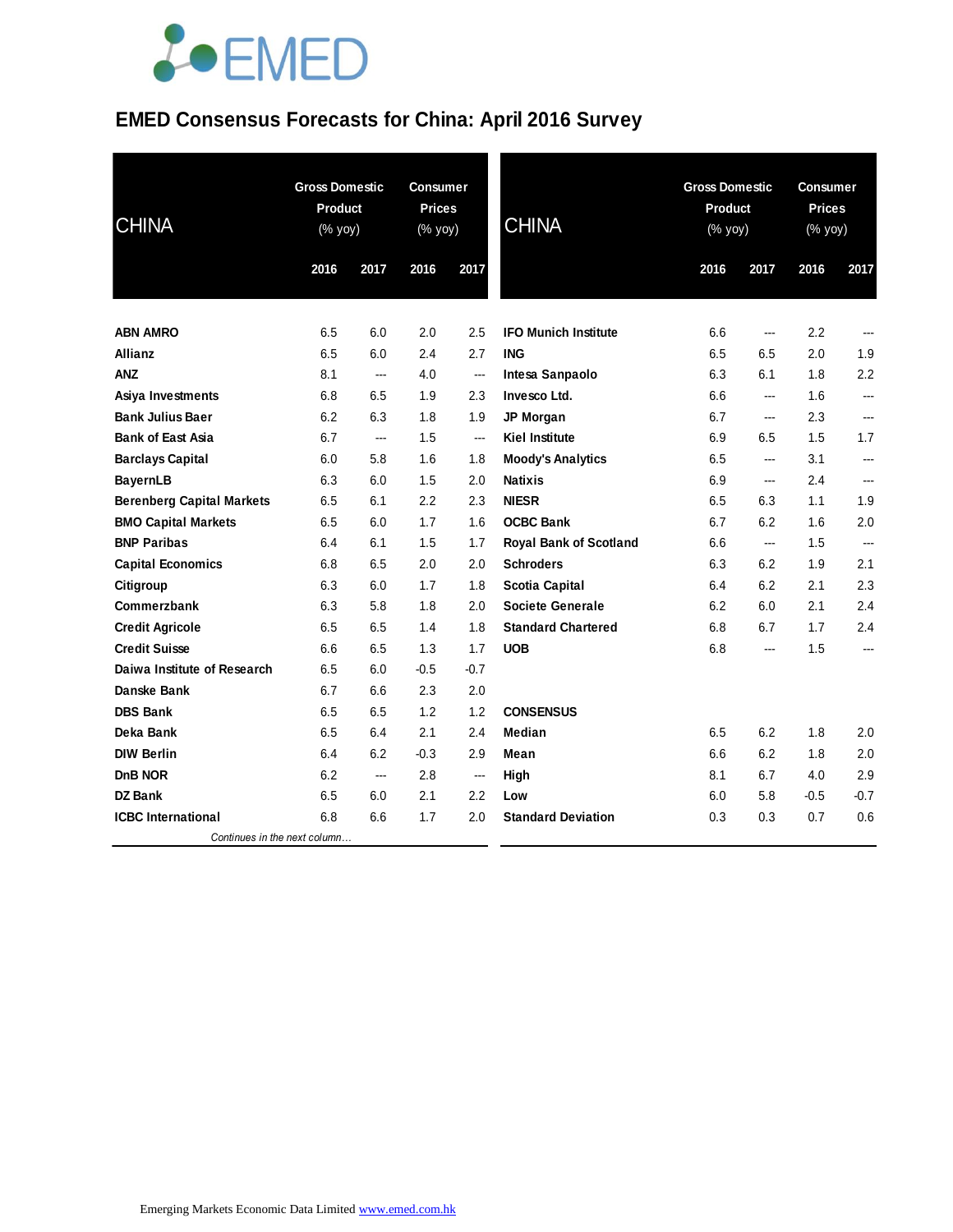# EMED Consensus Forecasts for China: April 2016 Survey

| CHINA | Gross Domestic Product (% yoy) | | Consumer Prices (% yoy) | |
|---|---|---|---|---|
| | 2016 | 2017 | 2016 | 2017 |
| **ABN AMRO** | 6.5 | 6.0 | 2.0 | 2.5 |
| **Allianz** | 6.5 | 6.0 | 2.4 | 2.7 |
| **ANZ** | 8.1 | --- | 4.0 | --- |
| **Asiya Investments** | 6.8 | 6.5 | 1.9 | 2.3 |
| **Bank Julius Baer** | 6.2 | 6.3 | 1.8 | 1.9 |
| **Bank of East Asia** | 6.7 | --- | 1.5 | --- |
| **Barclays Capital** | 6.0 | 5.8 | 1.6 | 1.8 |
| **BayernLB** | 6.3 | 6.0 | 1.5 | 2.0 |
| **Berenberg Capital Markets** | 6.5 | 6.1 | 2.2 | 2.3 |
| **BMO Capital Markets** | 6.5 | 6.0 | 1.7 | 1.6 |
| **BNP Paribas** | 6.4 | 6.1 | 1.5 | 1.7 |
| **Capital Economics** | 6.8 | 6.5 | 2.0 | 2.0 |
| **Citigroup** | 6.3 | 6.0 | 1.7 | 1.8 |
| **Commerzbank** | 6.3 | 5.8 | 1.8 | 2.0 |
| **Credit Agricole** | 6.5 | 6.5 | 1.4 | 1.8 |
| **Credit Suisse** | 6.6 | 6.5 | 1.3 | 1.7 |
| **Daiwa Institute of Research** | 6.5 | 6.0 | -0.5 | -0.7 |
| **Danske Bank** | 6.7 | 6.6 | 2.3 | 2.0 |
| **DBS Bank** | 6.5 | 6.5 | 1.2 | 1.2 |
| **Deka Bank** | 6.5 | 6.4 | 2.1 | 2.4 |
| **DIW Berlin** | 6.4 | 6.2 | -0.3 | 2.9 |
| **DnB NOR** | 6.2 | --- | 2.8 | --- |
| **DZ Bank** | 6.5 | 6.0 | 2.1 | 2.2 |
| **ICBC International** | 6.8 | 6.6 | 1.7 | 2.0 |
| **IFO Munich Institute** | 6.6 | --- | 2.2 | --- |
| **ING** | 6.5 | 6.5 | 2.0 | 1.9 |
| **Intesa Sanpaolo** | 6.3 | 6.1 | 1.8 | 2.2 |
| **Invesco Ltd.** | 6.6 | --- | 1.6 | --- |
| **JP Morgan** | 6.7 | --- | 2.3 | --- |
| **Kiel Institute** | 6.9 | 6.5 | 1.5 | 1.7 |
| **Moody's Analytics** | 6.5 | --- | 3.1 | --- |
| **Natixis** | 6.9 | --- | 2.4 | --- |
| **NIESR** | 6.5 | 6.3 | 1.1 | 1.9 |
| **OCBC Bank** | 6.7 | 6.2 | 1.6 | 2.0 |
| **Royal Bank of Scotland** | 6.6 | --- | 1.5 | --- |
| **Schroders** | 6.3 | 6.2 | 1.9 | 2.1 |
| **Scotia Capital** | 6.4 | 6.2 | 2.1 | 2.3 |
| **Societe Generale** | 6.2 | 6.0 | 2.1 | 2.4 |
| **Standard Chartered** | 6.8 | 6.7 | 1.7 | 2.4 |
| **UOB** | 6.8 | --- | 1.5 | --- |
| **CONSENSUS** | | | | |
| **Median** | 6.5 | 6.2 | 1.8 | 2.0 |
| **Mean** | 6.6 | 6.2 | 1.8 | 2.0 |
| **High** | 8.1 | 6.7 | 4.0 | 2.9 |
| **Low** | 6.0 | 5.8 | -0.5 | -0.7 |
| **Standard Deviation** | 0.3 | 0.3 | 0.7 | 0.6 |

Emerging Markets Economic Data Limited www.emed.com.hk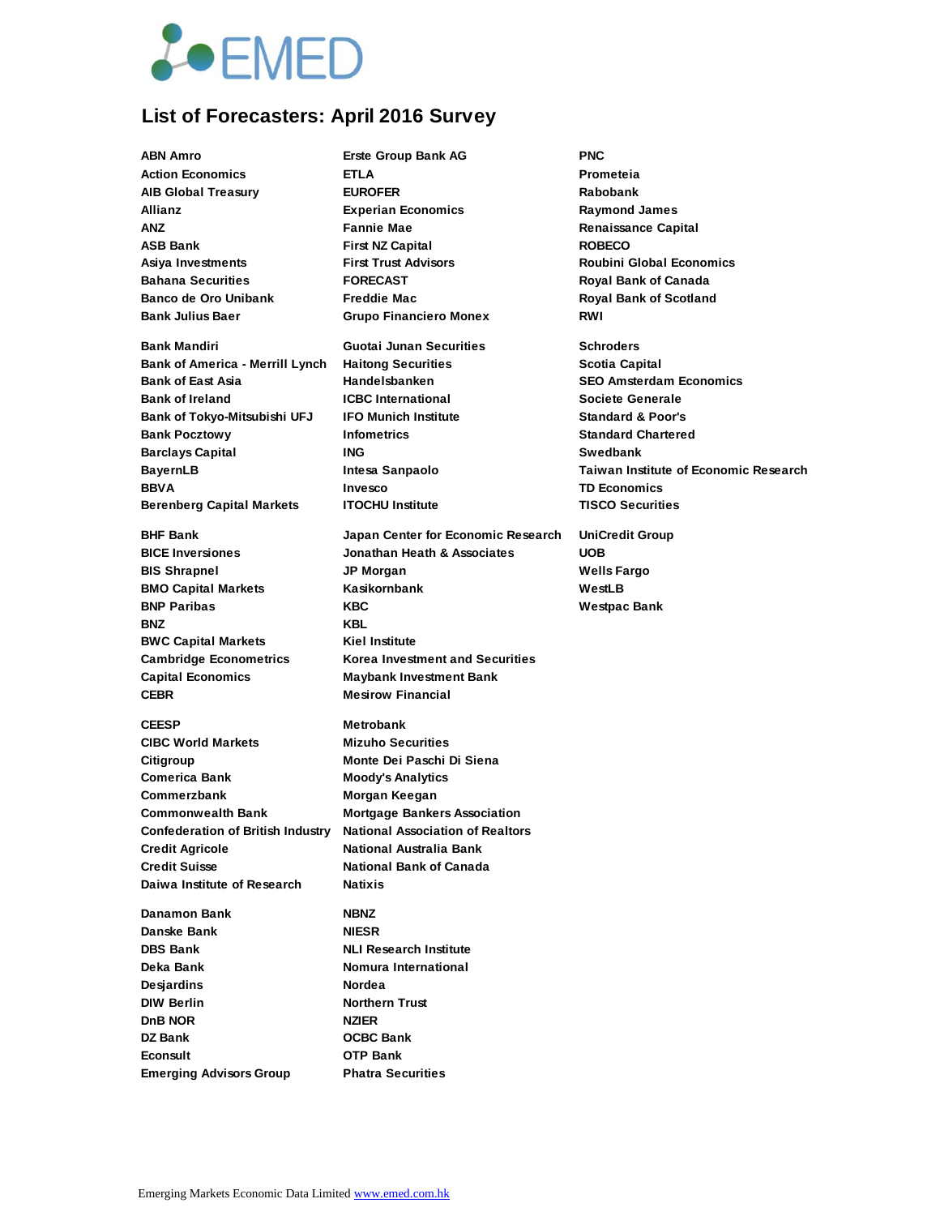EMED

## List of Forecasters: April 2016 Survey

ABN Amro
Action Economics
AIB Global Treasury
Allianz
ANZ
ASB Bank
Asiya Investments
Bahana Securities
Banco de Oro Unibank
Bank Julius Baer

Bank Mandiri
Bank of America - Merrill Lynch
Bank of East Asia
Bank of Ireland
Bank of Tokyo-Mitsubishi UFJ
Bank Pocztowy
Barclays Capital
BayernLB
BBVA
Berenberg Capital Markets

BHF Bank
BICE Inversiones
BIS Shrapnel
BMO Capital Markets
BNP Paribas
BNZ
BWC Capital Markets
Cambridge Econometrics
Capital Economics
CEBR

CEESP
CIBC World Markets
Citigroup
Comerica Bank
Commerzbank
Commonwealth Bank
Confederation of British Industry
Credit Agricole
Credit Suisse
Daiwa Institute of Research

Danamon Bank
Danske Bank
DBS Bank
Deka Bank
Desjardins
DIW Berlin
DnB NOR
DZ Bank
Econsult
Emerging Advisors Group

Erste Group Bank AG
ETLA
EUROFER
Experian Economics
Fannie Mae
First NZ Capital
First Trust Advisors
FORECAST
Freddie Mac
Grupo Financiero Monex

Guotai Junan Securities
Haitong Securities
Handelsbanken
ICBC International
IFO Munich Institute
Infometrics
ING
Intesa Sanpaolo
Invesco
ITOCHU Institute

Japan Center for Economic Research
Jonathan Heath & Associates
JP Morgan
Kasikornbank
KBC
KBL
Kiel Institute
Korea Investment and Securities
Maybank Investment Bank
Mesirow Financial

Metrobank
Mizuho Securities
Monte Dei Paschi Di Siena
Moody's Analytics
Morgan Keegan
Mortgage Bankers Association
National Association of Realtors
National Australia Bank
National Bank of Canada
Natixis

NBNZ
NIESR
NLI Research Institute
Nomura International
Nordea
Northern Trust
NZIER
OCBC Bank
OTP Bank
Phatra Securities

PNC
Prometeia
Rabobank
Raymond James
Renaissance Capital
ROBECO
Roubini Global Economics
Royal Bank of Canada
Royal Bank of Scotland
RWI

Schroders
Scotia Capital
SEO Amsterdam Economics
Societe Generale
Standard & Poor's
Standard Chartered
Swedbank
Taiwan Institute of Economic Research
TD Economics
TISCO Securities

UniCredit Group
UOB
Wells Fargo
WestLB
Westpac Bank

Emerging Markets Economic Data Limited www.emed.com.hk